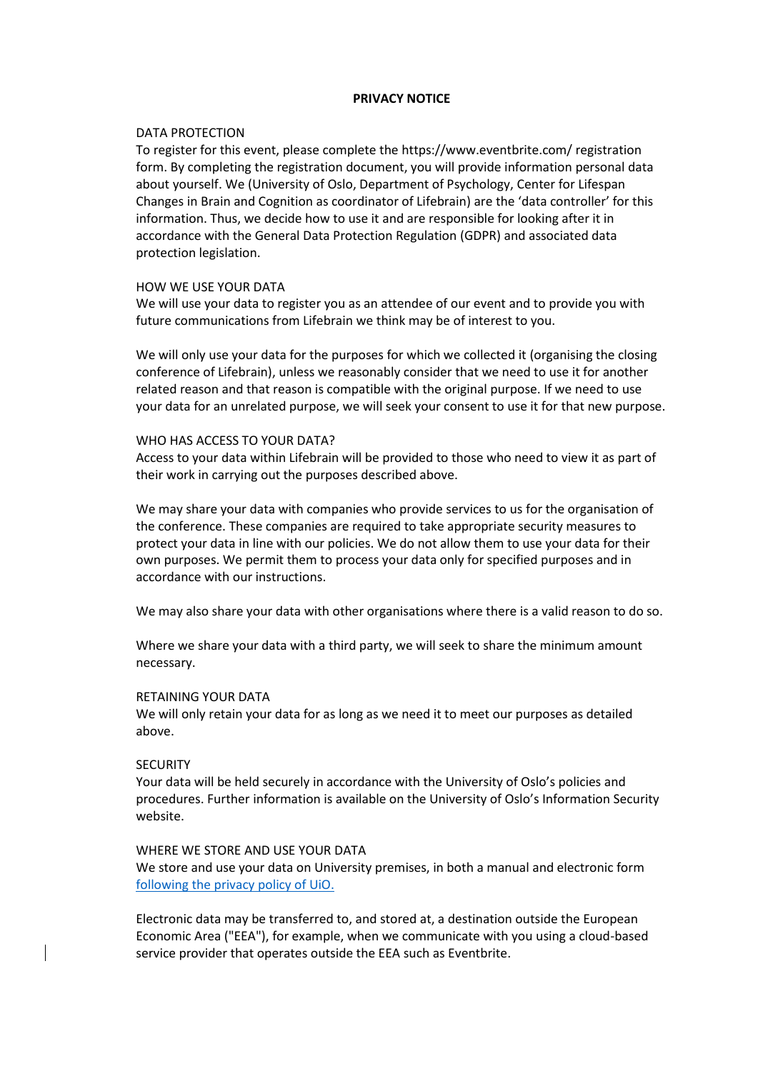# PRIVACY NOTICE

## DATA PROTECTION

To register for this event, please complete the https://www.eventbrite.com/ registration form. By completing the registration document, you will provide information personal data about yourself. We (University of Oslo, Department of Psychology, Center for Lifespan Changes in Brain and Cognition as coordinator of Lifebrain) are the 'data controller' for this information. Thus, we decide how to use it and are responsible for looking after it in accordance with the General Data Protection Regulation (GDPR) and associated data protection legislation.

## HOW WE USE YOUR DATA

We will use your data to register you as an attendee of our event and to provide you with future communications from Lifebrain we think may be of interest to you.

We will only use your data for the purposes for which we collected it (organising the closing conference of Lifebrain), unless we reasonably consider that we need to use it for another related reason and that reason is compatible with the original purpose. If we need to use your data for an unrelated purpose, we will seek your consent to use it for that new purpose.

## WHO HAS ACCESS TO YOUR DATA?

Access to your data within Lifebrain will be provided to those who need to view it as part of their work in carrying out the purposes described above.

We may share your data with companies who provide services to us for the organisation of the conference. These companies are required to take appropriate security measures to protect your data in line with our policies. We do not allow them to use your data for their own purposes. We permit them to process your data only for specified purposes and in accordance with our instructions.

We may also share your data with other organisations where there is a valid reason to do so.

Where we share your data with a third party, we will seek to share the minimum amount necessary.

## RETAINING YOUR DATA

We will only retain your data for as long as we need it to meet our purposes as detailed above.

## SECURITY

Your data will be held securely in accordance with the University of Oslo's policies and procedures. Further information is available on the University of Oslo's Information Security website.

## WHERE WE STORE AND USE YOUR DATA

We store and use your data on University premises, in both a manual and electronic form [following the privacy policy of UiO.]

Electronic data may be transferred to, and stored at, a destination outside the European Economic Area ("EEA"), for example, when we communicate with you using a cloud-based service provider that operates outside the EEA such as Eventbrite.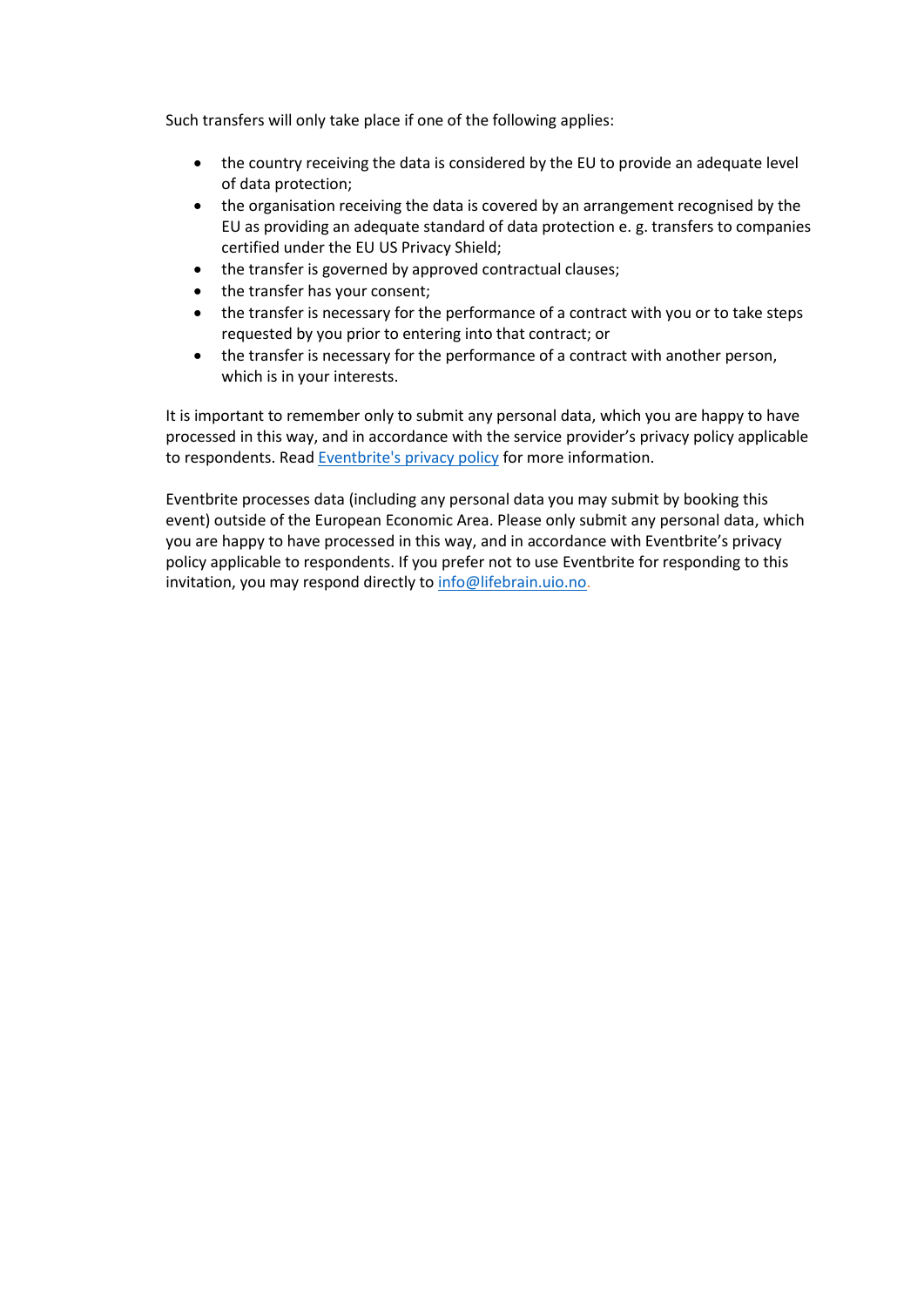Such transfers will only take place if one of the following applies:

- the country receiving the data is considered by the EU to provide an adequate level of data protection;
- the organisation receiving the data is covered by an arrangement recognised by the EU as providing an adequate standard of data protection e. g. transfers to companies certified under the EU US Privacy Shield;
- the transfer is governed by approved contractual clauses;
- the transfer has your consent;
- the transfer is necessary for the performance of a contract with you or to take steps requested by you prior to entering into that contract; or
- the transfer is necessary for the performance of a contract with another person, which is in your interests.

It is important to remember only to submit any personal data, which you are happy to have processed in this way, and in accordance with the service provider's privacy policy applicable to respondents. Read Eventbrite's privacy policy for more information.

Eventbrite processes data (including any personal data you may submit by booking this event) outside of the European Economic Area. Please only submit any personal data, which you are happy to have processed in this way, and in accordance with Eventbrite's privacy policy applicable to respondents. If you prefer not to use Eventbrite for responding to this invitation, you may respond directly to info@lifebrain.uio.no.